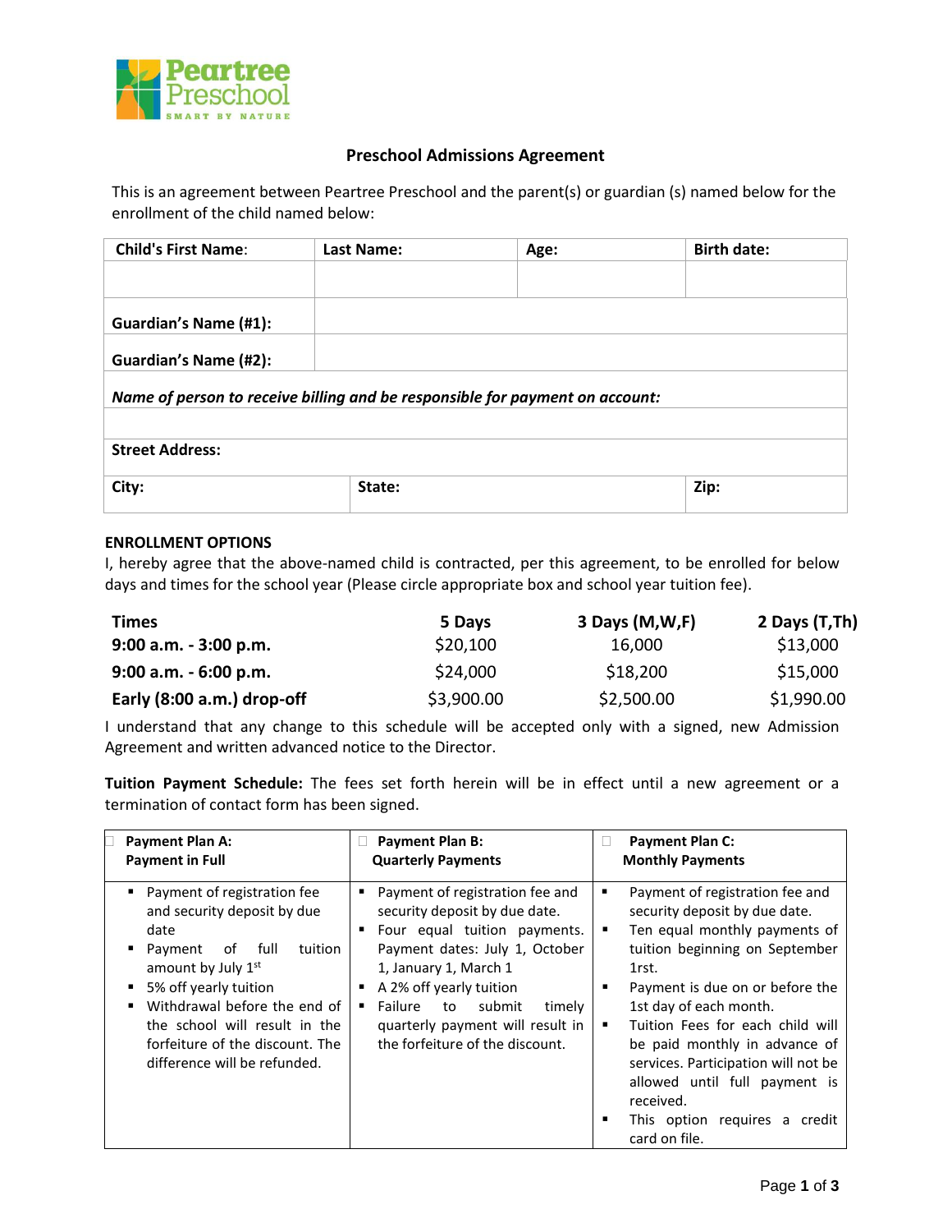Peartree Preschool
SMART BY NATURE

## Preschool Admissions Agreement

This is an agreement between Peartree Preschool and the parent(s) or guardian (s) named below for the enrollment of the child named below:

| **Child's First Name**: | **Last Name:** | **Age:** | **Birth date:** |
|---|---|---|---|
| | | | |
| **Guardian's Name (#1):** | | | |
| **Guardian's Name (#2):** | | | |
| ***Name of person to receive billing and be responsible for payment on account:*** | | | |
| | | | |
| **Street Address:** | | | |
| **City:** | **State:** | | **Zip:** |

**ENROLLMENT OPTIONS**

I, hereby agree that the above-named child is contracted, per this agreement, to be enrolled for below days and times for the school year (Please circle appropriate box and school year tuition fee).

| **Times** | **5 Days** | **3 Days (M,W,F)** | **2 Days (T,Th)** |
|---|---|---|---|
| **9:00 a.m. - 3:00 p.m.** | $20,100 | 16,000 | $13,000 |
| **9:00 a.m. - 6:00 p.m.** | $24,000 | $18,200 | $15,000 |
| **Early (8:00 a.m.) drop-off** | $3,900.00 | $2,500.00 | $1,990.00 |

I understand that any change to this schedule will be accepted only with a signed, new Admission Agreement and written advanced notice to the Director.

**Tuition Payment Schedule:** The fees set forth herein will be in effect until a new agreement or a termination of contact form has been signed.

| ☐ **Payment Plan A: Payment in Full** | ☐ **Payment Plan B: Quarterly Payments** | ☐ **Payment Plan C: Monthly Payments** |
|---|---|---|
| ▪ Payment of registration fee and security deposit by due date<br>▪ Payment of full tuition amount by July 1st<br>▪ 5% off yearly tuition<br>▪ Withdrawal before the end of the school will result in the forfeiture of the discount. The difference will be refunded. | ▪ Payment of registration fee and security deposit by due date.<br>▪ Four equal tuition payments. Payment dates: July 1, October 1, January 1, March 1<br>▪ A 2% off yearly tuition<br>▪ Failure to submit timely quarterly payment will result in the forfeiture of the discount. | ▪ Payment of registration fee and security deposit by due date.<br>▪ Ten equal monthly payments of tuition beginning on September 1rst.<br>▪ Payment is due on or before the 1st day of each month.<br>▪ Tuition Fees for each child will be paid monthly in advance of services. Participation will not be allowed until full payment is received.<br>▪ This option requires a credit card on file. |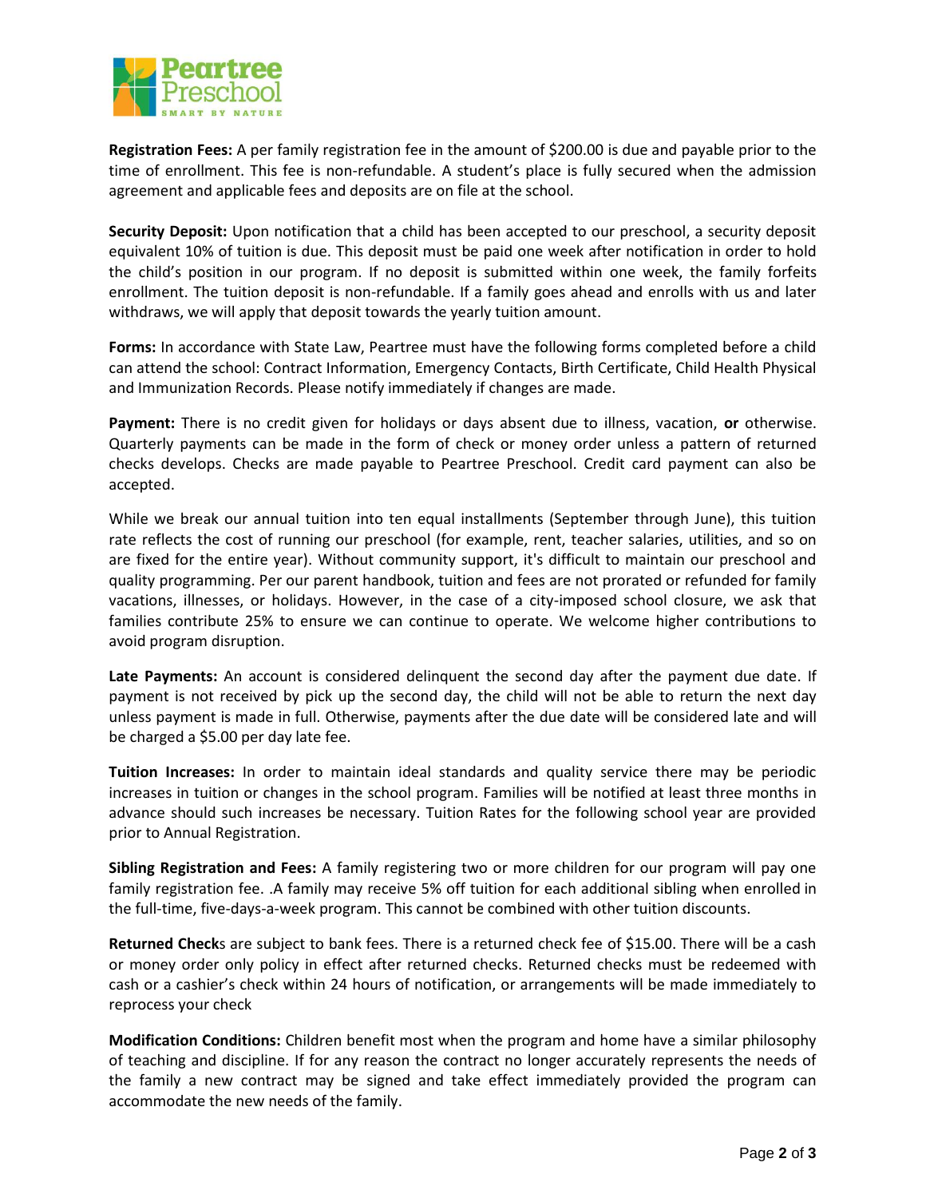**Registration Fees:** A per family registration fee in the amount of $200.00 is due and payable prior to the time of enrollment. This fee is non-refundable. A student's place is fully secured when the admission agreement and applicable fees and deposits are on file at the school.

**Security Deposit:** Upon notification that a child has been accepted to our preschool, a security deposit equivalent 10% of tuition is due. This deposit must be paid one week after notification in order to hold the child's position in our program. If no deposit is submitted within one week, the family forfeits enrollment. The tuition deposit is non-refundable. If a family goes ahead and enrolls with us and later withdraws, we will apply that deposit towards the yearly tuition amount.

**Forms:** In accordance with State Law, Peartree must have the following forms completed before a child can attend the school: Contract Information, Emergency Contacts, Birth Certificate, Child Health Physical and Immunization Records. Please notify immediately if changes are made.

**Payment:** There is no credit given for holidays or days absent due to illness, vacation, **or** otherwise. Quarterly payments can be made in the form of check or money order unless a pattern of returned checks develops. Checks are made payable to Peartree Preschool. Credit card payment can also be accepted.

While we break our annual tuition into ten equal installments (September through June), this tuition rate reflects the cost of running our preschool (for example, rent, teacher salaries, utilities, and so on are fixed for the entire year). Without community support, it's difficult to maintain our preschool and quality programming. Per our parent handbook, tuition and fees are not prorated or refunded for family vacations, illnesses, or holidays. However, in the case of a city-imposed school closure, we ask that families contribute 25% to ensure we can continue to operate. We welcome higher contributions to avoid program disruption.

**Late Payments:** An account is considered delinquent the second day after the payment due date. If payment is not received by pick up the second day, the child will not be able to return the next day unless payment is made in full. Otherwise, payments after the due date will be considered late and will be charged a $5.00 per day late fee.

**Tuition Increases:** In order to maintain ideal standards and quality service there may be periodic increases in tuition or changes in the school program. Families will be notified at least three months in advance should such increases be necessary. Tuition Rates for the following school year are provided prior to Annual Registration.

**Sibling Registration and Fees:** A family registering two or more children for our program will pay one family registration fee. .A family may receive 5% off tuition for each additional sibling when enrolled in the full-time, five-days-a-week program. This cannot be combined with other tuition discounts.

**Returned Check**s are subject to bank fees. There is a returned check fee of $15.00. There will be a cash or money order only policy in effect after returned checks. Returned checks must be redeemed with cash or a cashier's check within 24 hours of notification, or arrangements will be made immediately to reprocess your check

**Modification Conditions:** Children benefit most when the program and home have a similar philosophy of teaching and discipline. If for any reason the contract no longer accurately represents the needs of the family a new contract may be signed and take effect immediately provided the program can accommodate the new needs of the family.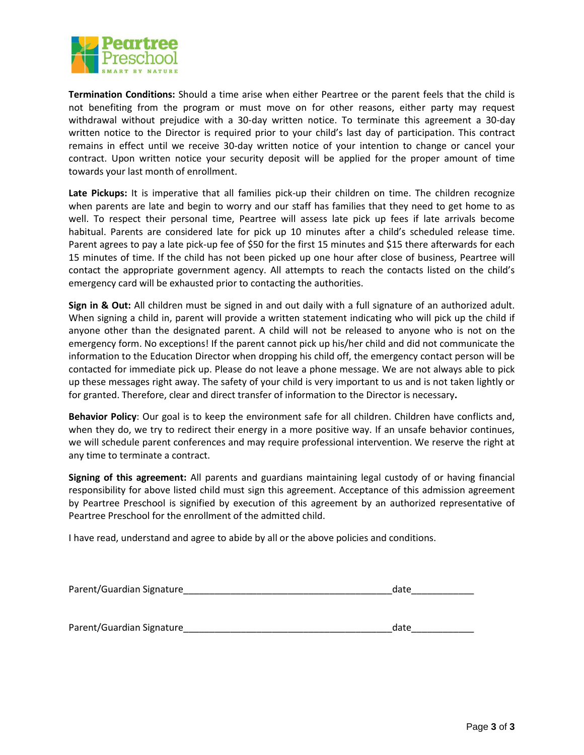**Termination Conditions:** Should a time arise when either Peartree or the parent feels that the child is not benefiting from the program or must move on for other reasons, either party may request withdrawal without prejudice with a 30-day written notice. To terminate this agreement a 30-day written notice to the Director is required prior to your child's last day of participation. This contract remains in effect until we receive 30-day written notice of your intention to change or cancel your contract. Upon written notice your security deposit will be applied for the proper amount of time towards your last month of enrollment.

**Late Pickups:** It is imperative that all families pick-up their children on time. The children recognize when parents are late and begin to worry and our staff has families that they need to get home to as well. To respect their personal time, Peartree will assess late pick up fees if late arrivals become habitual. Parents are considered late for pick up 10 minutes after a child's scheduled release time. Parent agrees to pay a late pick-up fee of $50 for the first 15 minutes and $15 there afterwards for each 15 minutes of time. If the child has not been picked up one hour after close of business, Peartree will contact the appropriate government agency. All attempts to reach the contacts listed on the child's emergency card will be exhausted prior to contacting the authorities.

**Sign in & Out:** All children must be signed in and out daily with a full signature of an authorized adult. When signing a child in, parent will provide a written statement indicating who will pick up the child if anyone other than the designated parent. A child will not be released to anyone who is not on the emergency form. No exceptions! If the parent cannot pick up his/her child and did not communicate the information to the Education Director when dropping his child off, the emergency contact person will be contacted for immediate pick up. Please do not leave a phone message. We are not always able to pick up these messages right away. The safety of your child is very important to us and is not taken lightly or for granted. Therefore, clear and direct transfer of information to the Director is necessary**.**

**Behavior Policy**: Our goal is to keep the environment safe for all children. Children have conflicts and, when they do, we try to redirect their energy in a more positive way. If an unsafe behavior continues, we will schedule parent conferences and may require professional intervention. We reserve the right at any time to terminate a contract.

**Signing of this agreement:** All parents and guardians maintaining legal custody of or having financial responsibility for above listed child must sign this agreement. Acceptance of this admission agreement by Peartree Preschool is signified by execution of this agreement by an authorized representative of Peartree Preschool for the enrollment of the admitted child.

I have read, understand and agree to abide by all or the above policies and conditions.

Parent/Guardian Signature_________________________________________date____________

Parent/Guardian Signature_________________________________________date____________